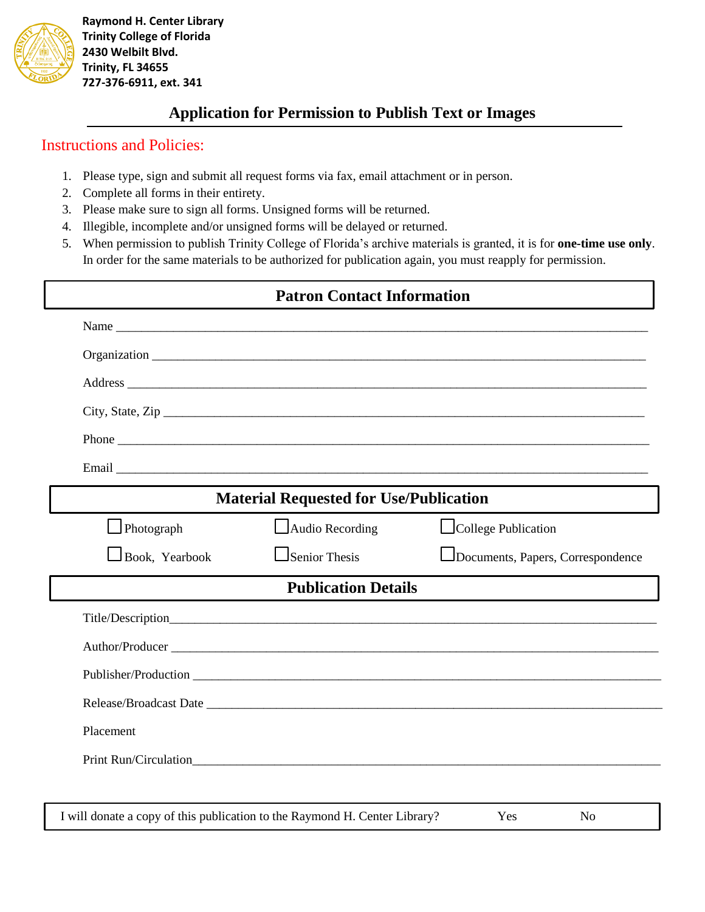**Raymond H. Center Library**
**Trinity College of Florida**
**2430 Welbilt Blvd.**
**Trinity, FL 34655**
**727-376-6911, ext. 341**

# Application for Permission to Publish Text or Images

## Instructions and Policies:

1. Please type, sign and submit all request forms via fax, email attachment or in person.
2. Complete all forms in their entirety.
3. Please make sure to sign all forms. Unsigned forms will be returned.
4. Illegible, incomplete and/or unsigned forms will be delayed or returned.
5. When permission to publish Trinity College of Florida's archive materials is granted, it is for **one-time use only**. In order for the same materials to be authorized for publication again, you must reapply for permission.

## Patron Contact Information

Name ______________________________________________________________

Organization ________________________________________________________

Address ____________________________________________________________

City, State, Zip ______________________________________________________

Phone _____________________________________________________________

Email ______________________________________________________________

## Material Requested for Use/Publication

☐ Photograph ☐ Audio Recording ☐ College Publication

☐ Book, Yearbook ☐ Senior Thesis ☐ Documents, Papers, Correspondence

## Publication Details

Title/Description_____________________________________________________

Author/Producer _____________________________________________________

Publisher/Production _________________________________________________

Release/Broadcast Date ________________________________________________

Placement

Print Run/Circulation__________________________________________________

I will donate a copy of this publication to the Raymond H. Center Library? Yes No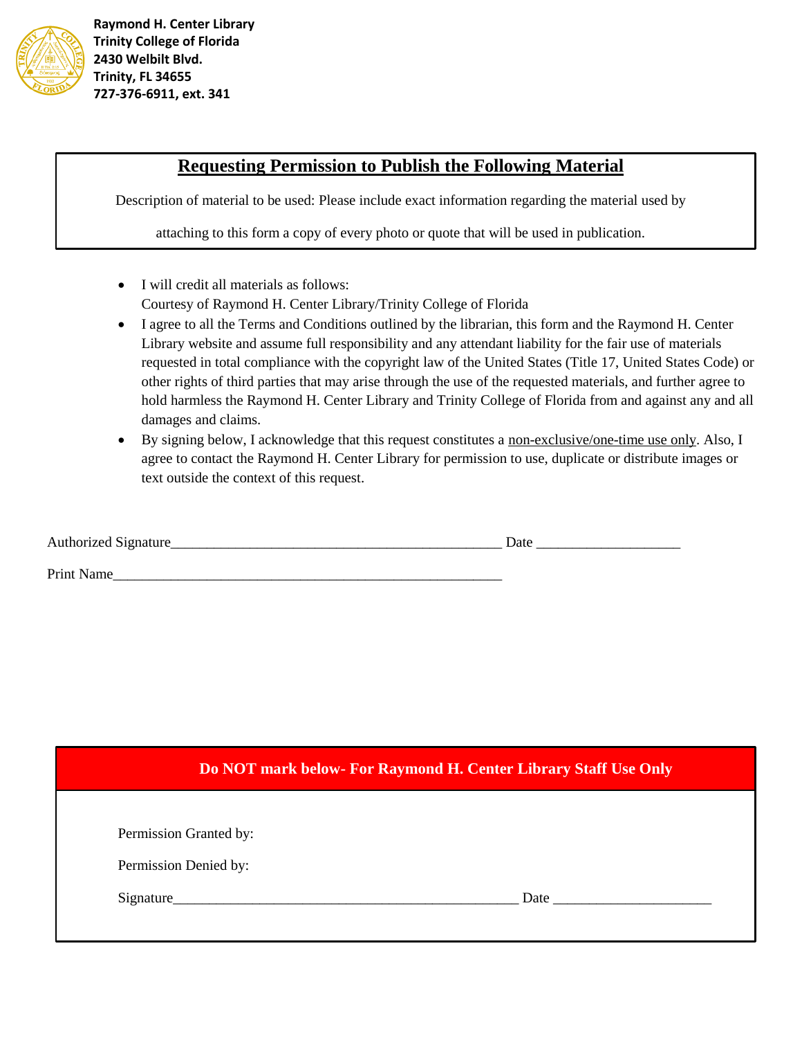**Raymond H. Center Library**
**Trinity College of Florida**
**2430 Welbilt Blvd.**
**Trinity, FL 34655**
**727-376-6911, ext. 341**

## Requesting Permission to Publish the Following Material

Description of material to be used: Please include exact information regarding the material used by attaching to this form a copy of every photo or quote that will be used in publication.

- I will credit all materials as follows:
  Courtesy of Raymond H. Center Library/Trinity College of Florida
- I agree to all the Terms and Conditions outlined by the librarian, this form and the Raymond H. Center Library website and assume full responsibility and any attendant liability for the fair use of materials requested in total compliance with the copyright law of the United States (Title 17, United States Code) or other rights of third parties that may arise through the use of the requested materials, and further agree to hold harmless the Raymond H. Center Library and Trinity College of Florida from and against any and all damages and claims.
- By signing below, I acknowledge that this request constitutes a non-exclusive/one-time use only. Also, I agree to contact the Raymond H. Center Library for permission to use, duplicate or distribute images or text outside the context of this request.

Authorized Signature_______________________________________________ Date ____________________

Print Name________________________________________________________

**Do NOT mark below- For Raymond H. Center Library Staff Use Only**

Permission Granted by:

Permission Denied by:

Signature_________________________________________________ Date ______________________